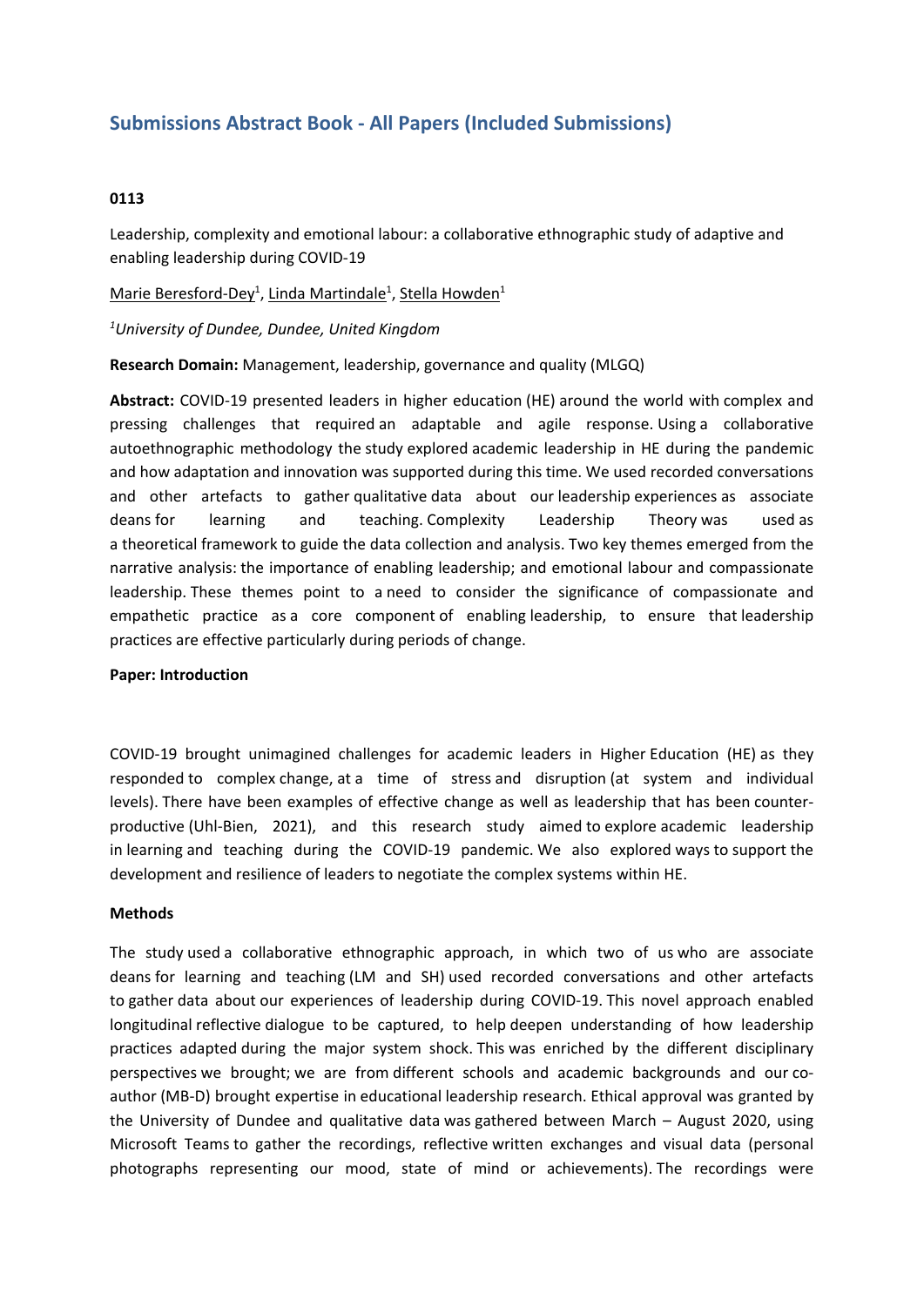## Submissions Abstract Book - All Papers (Included Submissions)

**0113**

Leadership, complexity and emotional labour: a collaborative ethnographic study of adaptive and enabling leadership during COVID-19

Marie Beresford-Dey[1], Linda Martindale[1], Stella Howden[1]

*[1]University of Dundee, Dundee, United Kingdom*

**Research Domain:** Management, leadership, governance and quality (MLGQ)

**Abstract:** COVID-19 presented leaders in higher education (HE) around the world with complex and pressing challenges that required an adaptable and agile response. Using a collaborative autoethnographic methodology the study explored academic leadership in HE during the pandemic and how adaptation and innovation was supported during this time. We used recorded conversations and other artefacts to gather qualitative data about our leadership experiences as associate deans for learning and teaching. Complexity Leadership Theory was used as a theoretical framework to guide the data collection and analysis. Two key themes emerged from the narrative analysis: the importance of enabling leadership; and emotional labour and compassionate leadership. These themes point to a need to consider the significance of compassionate and empathetic practice as a core component of enabling leadership, to ensure that leadership practices are effective particularly during periods of change.

**Paper: Introduction**

COVID-19 brought unimagined challenges for academic leaders in Higher Education (HE) as they responded to complex change, at a time of stress and disruption (at system and individual levels). There have been examples of effective change as well as leadership that has been counter-productive (Uhl-Bien, 2021), and this research study aimed to explore academic leadership in learning and teaching during the COVID-19 pandemic. We also explored ways to support the development and resilience of leaders to negotiate the complex systems within HE.

**Methods**

The study used a collaborative ethnographic approach, in which two of us who are associate deans for learning and teaching (LM and SH) used recorded conversations and other artefacts to gather data about our experiences of leadership during COVID-19. This novel approach enabled longitudinal reflective dialogue to be captured, to help deepen understanding of how leadership practices adapted during the major system shock. This was enriched by the different disciplinary perspectives we brought; we are from different schools and academic backgrounds and our co-author (MB-D) brought expertise in educational leadership research. Ethical approval was granted by the University of Dundee and qualitative data was gathered between March – August 2020, using Microsoft Teams to gather the recordings, reflective written exchanges and visual data (personal photographs representing our mood, state of mind or achievements). The recordings were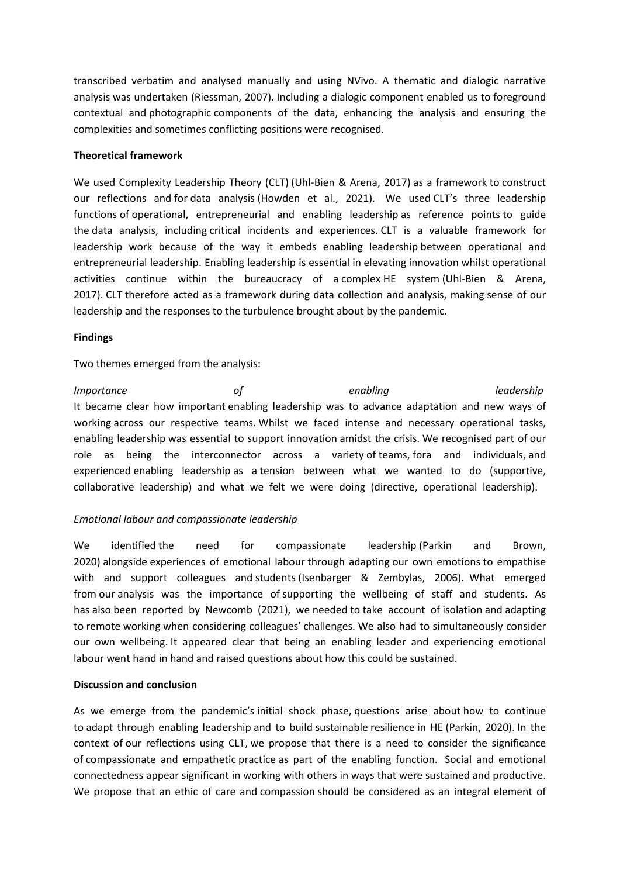transcribed verbatim and analysed manually and using NVivo. A thematic and dialogic narrative analysis was undertaken (Riessman, 2007). Including a dialogic component enabled us to foreground contextual and photographic components of the data, enhancing the analysis and ensuring the complexities and sometimes conflicting positions were recognised.

**Theoretical framework**

We used Complexity Leadership Theory (CLT) (Uhl-Bien & Arena, 2017) as a framework to construct our reflections and for data analysis (Howden et al., 2021). We used CLT's three leadership functions of operational, entrepreneurial and enabling leadership as reference points to guide the data analysis, including critical incidents and experiences. CLT is a valuable framework for leadership work because of the way it embeds enabling leadership between operational and entrepreneurial leadership. Enabling leadership is essential in elevating innovation whilst operational activities continue within the bureaucracy of a complex HE system (Uhl-Bien & Arena, 2017). CLT therefore acted as a framework during data collection and analysis, making sense of our leadership and the responses to the turbulence brought about by the pandemic.

**Findings**

Two themes emerged from the analysis:

*Importance of enabling leadership*
It became clear how important enabling leadership was to advance adaptation and new ways of working across our respective teams. Whilst we faced intense and necessary operational tasks, enabling leadership was essential to support innovation amidst the crisis. We recognised part of our role as being the interconnector across a variety of teams, fora and individuals, and experienced enabling leadership as a tension between what we wanted to do (supportive, collaborative leadership) and what we felt we were doing (directive, operational leadership).

*Emotional labour and compassionate leadership*

We identified the need for compassionate leadership (Parkin and Brown, 2020) alongside experiences of emotional labour through adapting our own emotions to empathise with and support colleagues and students (Isenbarger & Zembylas, 2006). What emerged from our analysis was the importance of supporting the wellbeing of staff and students. As has also been reported by Newcomb (2021), we needed to take account of isolation and adapting to remote working when considering colleagues' challenges. We also had to simultaneously consider our own wellbeing. It appeared clear that being an enabling leader and experiencing emotional labour went hand in hand and raised questions about how this could be sustained.

**Discussion and conclusion**

As we emerge from the pandemic's initial shock phase, questions arise about how to continue to adapt through enabling leadership and to build sustainable resilience in HE (Parkin, 2020). In the context of our reflections using CLT, we propose that there is a need to consider the significance of compassionate and empathetic practice as part of the enabling function. Social and emotional connectedness appear significant in working with others in ways that were sustained and productive. We propose that an ethic of care and compassion should be considered as an integral element of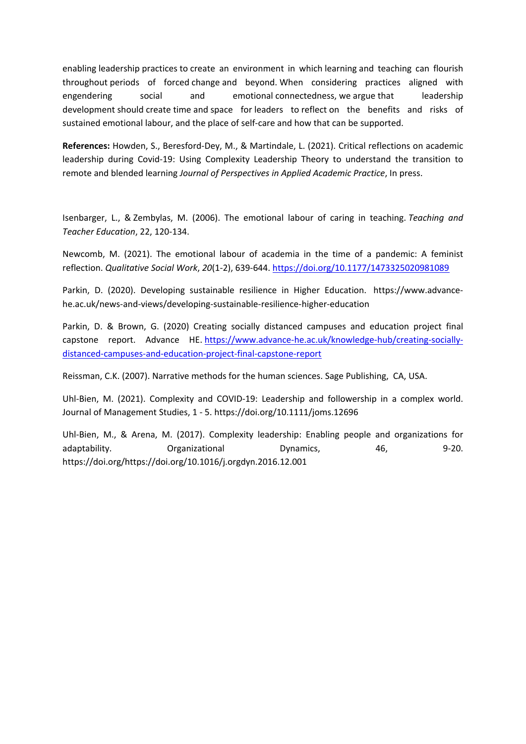enabling leadership practices to create an environment in which learning and teaching can flourish throughout periods of forced change and beyond. When considering practices aligned with engendering social and emotional connectedness, we argue that leadership development should create time and space for leaders to reflect on the benefits and risks of sustained emotional labour, and the place of self-care and how that can be supported.

**References:** Howden, S., Beresford-Dey, M., & Martindale, L. (2021). Critical reflections on academic leadership during Covid-19: Using Complexity Leadership Theory to understand the transition to remote and blended learning *Journal of Perspectives in Applied Academic Practice*, In press.

Isenbarger, L., & Zembylas, M. (2006). The emotional labour of caring in teaching. *Teaching and Teacher Education*, 22, 120-134.

Newcomb, M. (2021). The emotional labour of academia in the time of a pandemic: A feminist reflection. *Qualitative Social Work*, *20*(1-2), 639-644. https://doi.org/10.1177/1473325020981089

Parkin, D. (2020). Developing sustainable resilience in Higher Education. https://www.advance-he.ac.uk/news-and-views/developing-sustainable-resilience-higher-education

Parkin, D. & Brown, G. (2020) Creating socially distanced campuses and education project final capstone report. Advance HE. https://www.advance-he.ac.uk/knowledge-hub/creating-socially-distanced-campuses-and-education-project-final-capstone-report

Reissman, C.K. (2007). Narrative methods for the human sciences. Sage Publishing, CA, USA.

Uhl-Bien, M. (2021). Complexity and COVID-19: Leadership and followership in a complex world. Journal of Management Studies, 1 - 5. https://doi.org/10.1111/joms.12696

Uhl-Bien, M., & Arena, M. (2017). Complexity leadership: Enabling people and organizations for adaptability. Organizational Dynamics, 46, 9-20. https://doi.org/https://doi.org/10.1016/j.orgdyn.2016.12.001